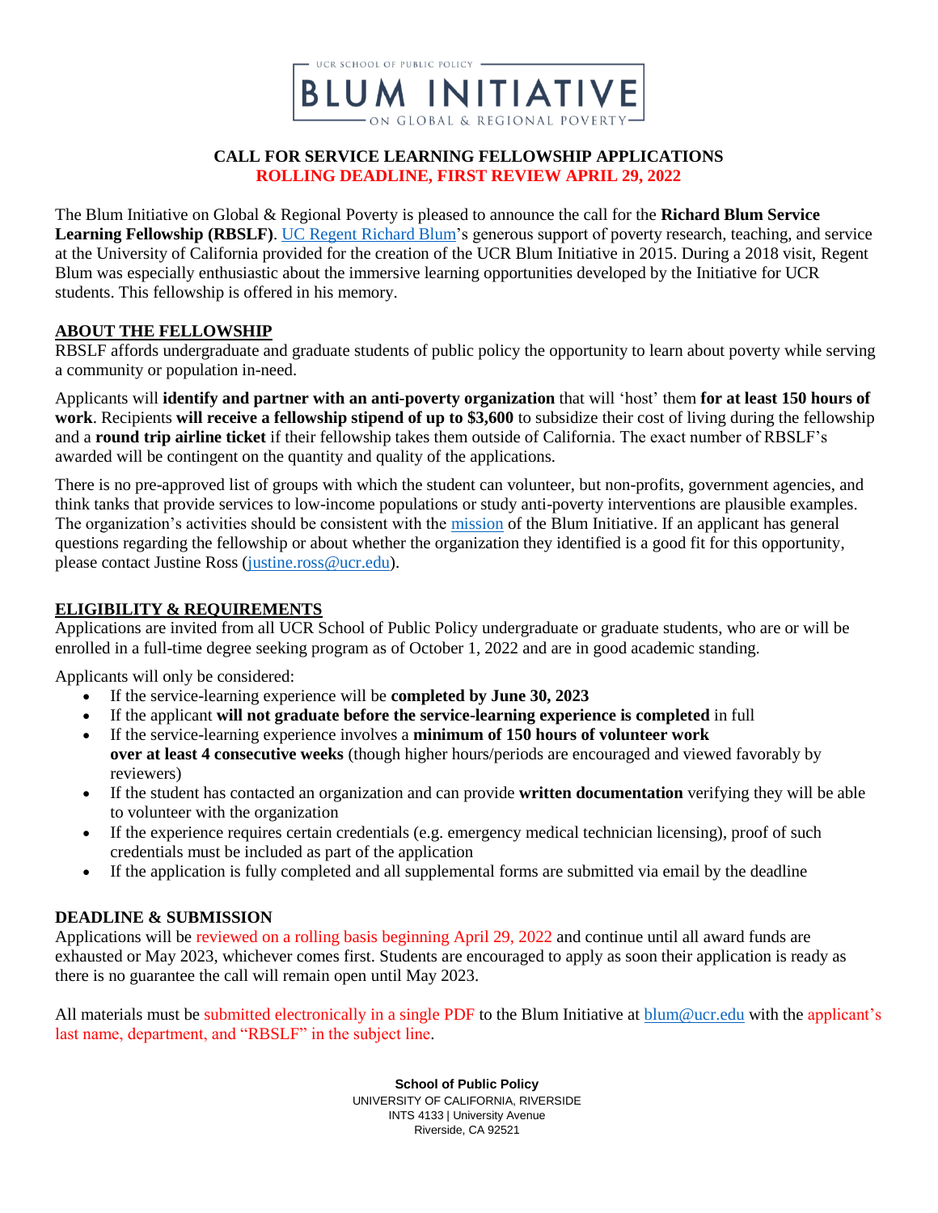UCR SCHOOL OF PUBLIC POLICY

# BLUM INITIATIVE

ON GLOBAL & REGIONAL POVERTY

## CALL FOR SERVICE LEARNING FELLOWSHIP APPLICATIONS

**ROLLING DEADLINE, FIRST REVIEW APRIL 29, 2022**

The Blum Initiative on Global & Regional Poverty is pleased to announce the call for the **Richard Blum Service Learning Fellowship (RBSLF)**. UC Regent Richard Blum's generous support of poverty research, teaching, and service at the University of California provided for the creation of the UCR Blum Initiative in 2015. During a 2018 visit, Regent Blum was especially enthusiastic about the immersive learning opportunities developed by the Initiative for UCR students. This fellowship is offered in his memory.

### ABOUT THE FELLOWSHIP

RBSLF affords undergraduate and graduate students of public policy the opportunity to learn about poverty while serving a community or population in-need.

Applicants will **identify and partner with an anti-poverty organization** that will 'host' them **for at least 150 hours of work**. Recipients **will receive a fellowship stipend of up to $3,600** to subsidize their cost of living during the fellowship and a **round trip airline ticket** if their fellowship takes them outside of California. The exact number of RBSLF's awarded will be contingent on the quantity and quality of the applications.

There is no pre-approved list of groups with which the student can volunteer, but non-profits, government agencies, and think tanks that provide services to low-income populations or study anti-poverty interventions are plausible examples. The organization's activities should be consistent with the mission of the Blum Initiative. If an applicant has general questions regarding the fellowship or about whether the organization they identified is a good fit for this opportunity, please contact Justine Ross (justine.ross@ucr.edu).

### ELIGIBILITY & REQUIREMENTS

Applications are invited from all UCR School of Public Policy undergraduate or graduate students, who are or will be enrolled in a full-time degree seeking program as of October 1, 2022 and are in good academic standing.

Applicants will only be considered:

- If the service-learning experience will be **completed by June 30, 2023**
- If the applicant **will not graduate before the service-learning experience is completed** in full
- If the service-learning experience involves a **minimum of 150 hours of volunteer work over at least 4 consecutive weeks** (though higher hours/periods are encouraged and viewed favorably by reviewers)
- If the student has contacted an organization and can provide **written documentation** verifying they will be able to volunteer with the organization
- If the experience requires certain credentials (e.g. emergency medical technician licensing), proof of such credentials must be included as part of the application
- If the application is fully completed and all supplemental forms are submitted via email by the deadline

### DEADLINE & SUBMISSION

Applications will be reviewed on a rolling basis beginning April 29, 2022 and continue until all award funds are exhausted or May 2023, whichever comes first. Students are encouraged to apply as soon their application is ready as there is no guarantee the call will remain open until May 2023.

All materials must be submitted electronically in a single PDF to the Blum Initiative at blum@ucr.edu with the applicant's last name, department, and "RBSLF" in the subject line.

**School of Public Policy**
UNIVERSITY OF CALIFORNIA, RIVERSIDE
INTS 4133 | University Avenue
Riverside, CA 92521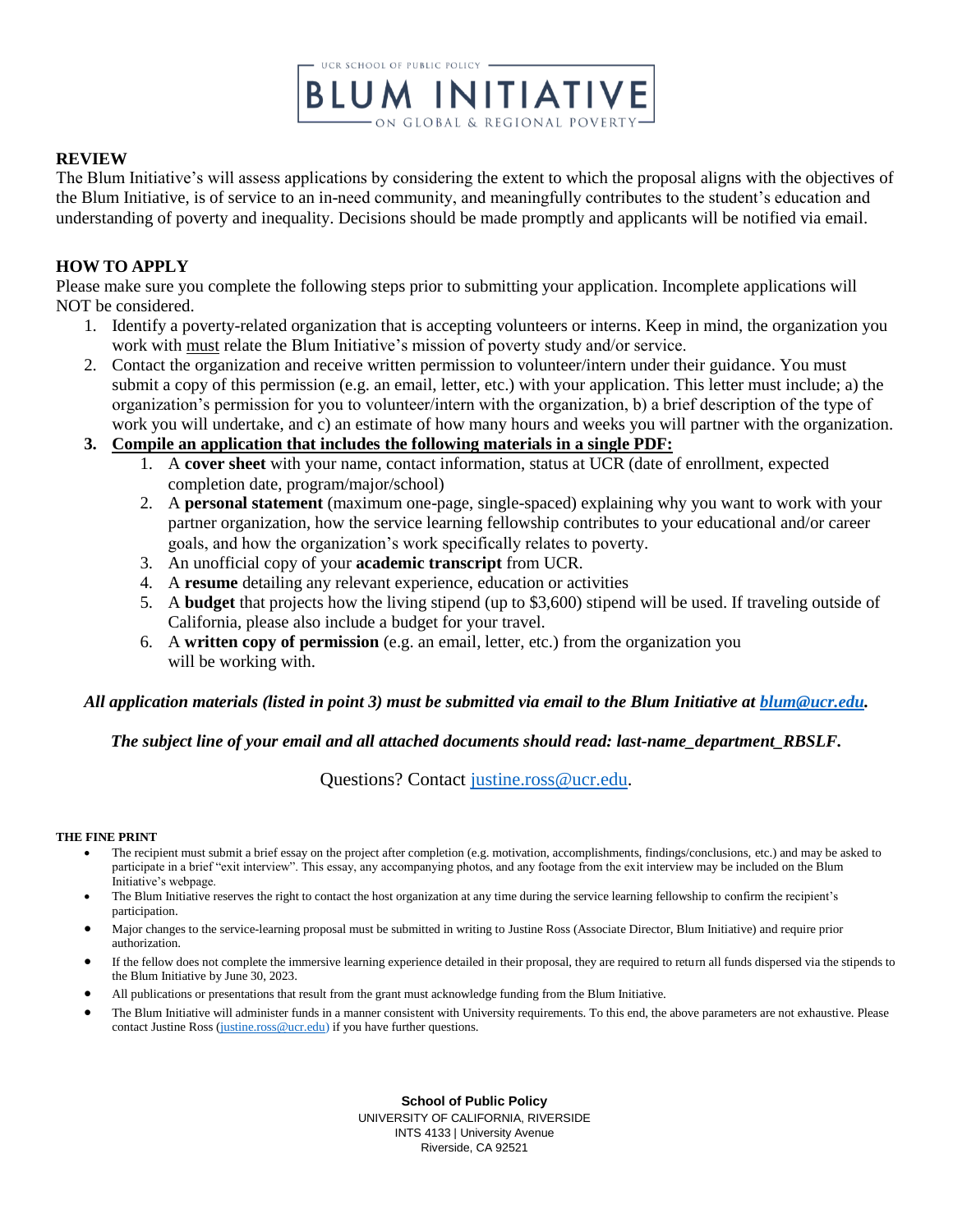UCR SCHOOL OF PUBLIC POLICY

# BLUM INITIATIVE

ON GLOBAL & REGIONAL POVERTY

## REVIEW

The Blum Initiative's will assess applications by considering the extent to which the proposal aligns with the objectives of the Blum Initiative, is of service to an in-need community, and meaningfully contributes to the student's education and understanding of poverty and inequality. Decisions should be made promptly and applicants will be notified via email.

## HOW TO APPLY

Please make sure you complete the following steps prior to submitting your application. Incomplete applications will NOT be considered.

1. Identify a poverty-related organization that is accepting volunteers or interns. Keep in mind, the organization you work with <u>must</u> relate the Blum Initiative's mission of poverty study and/or service.
2. Contact the organization and receive written permission to volunteer/intern under their guidance. You must submit a copy of this permission (e.g. an email, letter, etc.) with your application. This letter must include; a) the organization's permission for you to volunteer/intern with the organization, b) a brief description of the type of work you will undertake, and c) an estimate of how many hours and weeks you will partner with the organization.
3. **<u>Compile an application that includes the following materials in a single PDF:</u>**
    1. A **cover sheet** with your name, contact information, status at UCR (date of enrollment, expected completion date, program/major/school)
    2. A **personal statement** (maximum one-page, single-spaced) explaining why you want to work with your partner organization, how the service learning fellowship contributes to your educational and/or career goals, and how the organization's work specifically relates to poverty.
    3. An unofficial copy of your **academic transcript** from UCR.
    4. A **resume** detailing any relevant experience, education or activities
    5. A **budget** that projects how the living stipend (up to $3,600) stipend will be used. If traveling outside of California, please also include a budget for your travel.
    6. A **written copy of permission** (e.g. an email, letter, etc.) from the organization you will be working with.

***All application materials (listed in point 3) must be submitted via email to the Blum Initiative at blum@ucr.edu.***

***The subject line of your email and all attached documents should read: last-name_department_RBSLF.***

Questions? Contact justine.ross@ucr.edu.

#### THE FINE PRINT

- The recipient must submit a brief essay on the project after completion (e.g. motivation, accomplishments, findings/conclusions, etc.) and may be asked to participate in a brief "exit interview". This essay, any accompanying photos, and any footage from the exit interview may be included on the Blum Initiative's webpage.
- The Blum Initiative reserves the right to contact the host organization at any time during the service learning fellowship to confirm the recipient's participation.
- Major changes to the service-learning proposal must be submitted in writing to Justine Ross (Associate Director, Blum Initiative) and require prior authorization.
- If the fellow does not complete the immersive learning experience detailed in their proposal, they are required to return all funds dispersed via the stipends to the Blum Initiative by June 30, 2023.
- All publications or presentations that result from the grant must acknowledge funding from the Blum Initiative.
- The Blum Initiative will administer funds in a manner consistent with University requirements. To this end, the above parameters are not exhaustive. Please contact Justine Ross (justine.ross@ucr.edu) if you have further questions.

**School of Public Policy**
UNIVERSITY OF CALIFORNIA, RIVERSIDE
INTS 4133 | University Avenue
Riverside, CA 92521